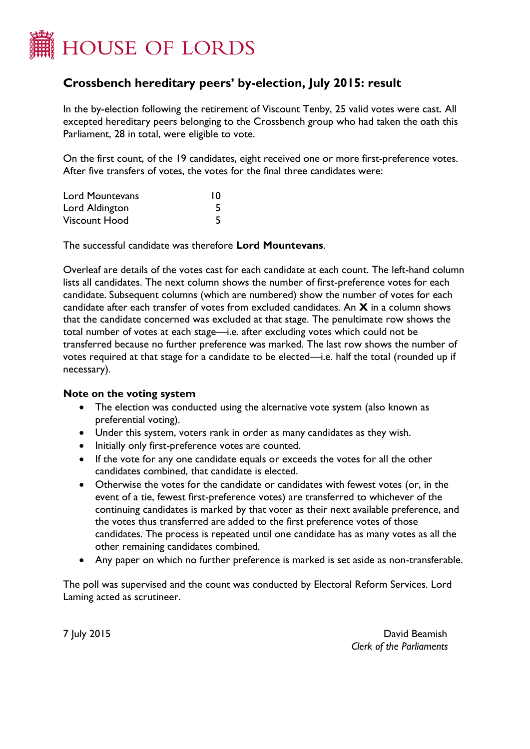# HOUSE OF LORDS

## Crossbench hereditary peers' by-election, July 2015: result

In the by-election following the retirement of Viscount Tenby, 25 valid votes were cast. All excepted hereditary peers belonging to the Crossbench group who had taken the oath this Parliament, 28 in total, were eligible to vote.

On the first count, of the 19 candidates, eight received one or more first-preference votes. After five transfers of votes, the votes for the final three candidates were:

| | |
|---|---|
| Lord Mountevans | 10 |
| Lord Aldington | 5 |
| Viscount Hood | 5 |

The successful candidate was therefore **Lord Mountevans**.

Overleaf are details of the votes cast for each candidate at each count. The left-hand column lists all candidates. The next column shows the number of first-preference votes for each candidate. Subsequent columns (which are numbered) show the number of votes for each candidate after each transfer of votes from excluded candidates. An **X** in a column shows that the candidate concerned was excluded at that stage. The penultimate row shows the total number of votes at each stage—i.e. after excluding votes which could not be transferred because no further preference was marked. The last row shows the number of votes required at that stage for a candidate to be elected—i.e. half the total (rounded up if necessary).

### Note on the voting system

- The election was conducted using the alternative vote system (also known as preferential voting).
- Under this system, voters rank in order as many candidates as they wish.
- Initially only first-preference votes are counted.
- If the vote for any one candidate equals or exceeds the votes for all the other candidates combined, that candidate is elected.
- Otherwise the votes for the candidate or candidates with fewest votes (or, in the event of a tie, fewest first-preference votes) are transferred to whichever of the continuing candidates is marked by that voter as their next available preference, and the votes thus transferred are added to the first preference votes of those candidates. The process is repeated until one candidate has as many votes as all the other remaining candidates combined.
- Any paper on which no further preference is marked is set aside as non-transferable.

The poll was supervised and the count was conducted by Electoral Reform Services. Lord Laming acted as scrutineer.

7 July 2015

David Beamish
*Clerk of the Parliaments*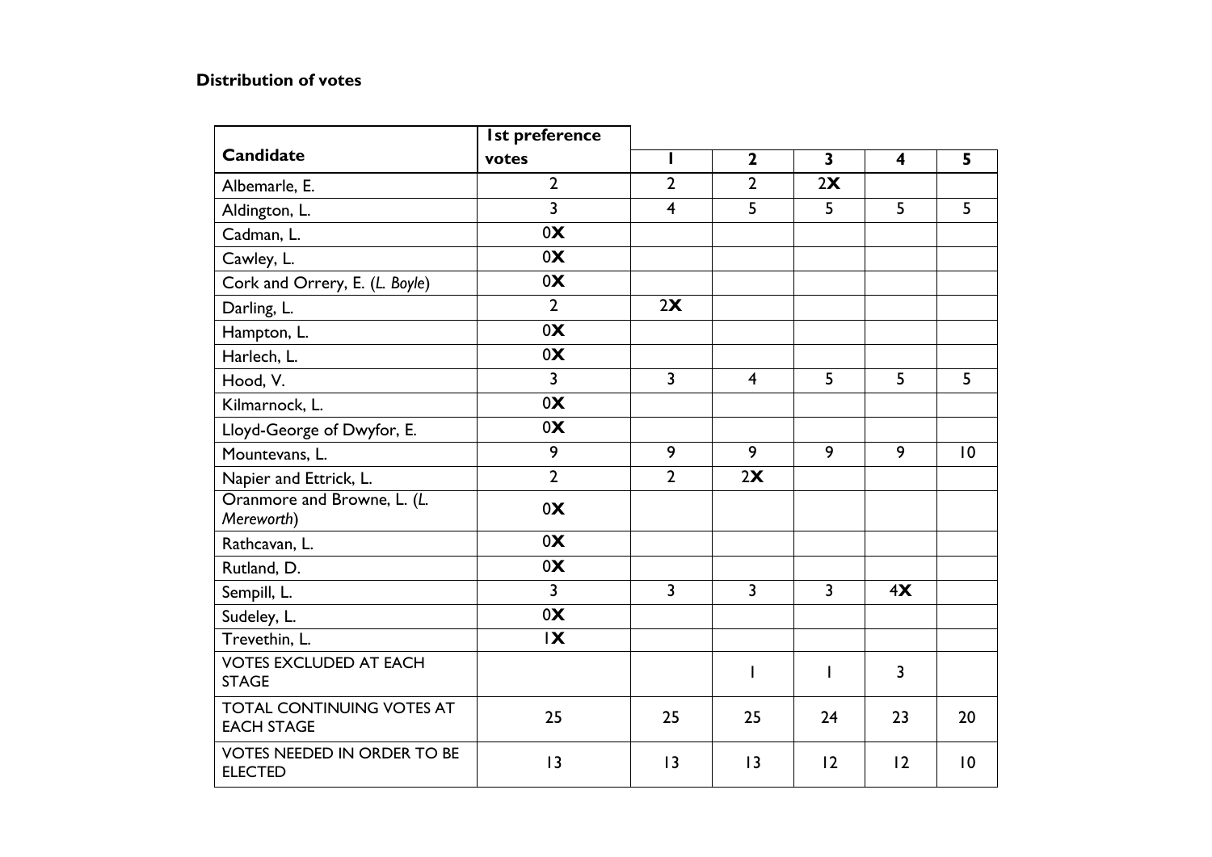**Distribution of votes**

| Candidate | 1st preference votes | 1 | 2 | 3 | 4 | 5 |
|---|---|---|---|---|---|---|
| Albemarle, E. | 2 | 2 | 2 | 2**X** | | |
| Aldington, L. | 3 | 4 | 5 | 5 | 5 | 5 |
| Cadman, L. | 0**X** | | | | | |
| Cawley, L. | 0**X** | | | | | |
| Cork and Orrery, E. (*L. Boyle*) | 0**X** | | | | | |
| Darling, L. | 2 | 2**X** | | | | |
| Hampton, L. | 0**X** | | | | | |
| Harlech, L. | 0**X** | | | | | |
| Hood, V. | 3 | 3 | 4 | 5 | 5 | 5 |
| Kilmarnock, L. | 0**X** | | | | | |
| Lloyd-George of Dwyfor, E. | 0**X** | | | | | |
| Mountevans, L. | 9 | 9 | 9 | 9 | 9 | 10 |
| Napier and Ettrick, L. | 2 | 2 | 2**X** | | | |
| Oranmore and Browne, L. (*L. Mereworth*) | 0**X** | | | | | |
| Rathcavan, L. | 0**X** | | | | | |
| Rutland, D. | 0**X** | | | | | |
| Sempill, L. | 3 | 3 | 3 | 3 | 4**X** | |
| Sudeley, L. | 0**X** | | | | | |
| Trevethin, L. | 1**X** | | | | | |
| VOTES EXCLUDED AT EACH STAGE | | | 1 | 1 | 3 | |
| TOTAL CONTINUING VOTES AT EACH STAGE | 25 | 25 | 25 | 24 | 23 | 20 |
| VOTES NEEDED IN ORDER TO BE ELECTED | 13 | 13 | 13 | 12 | 12 | 10 |